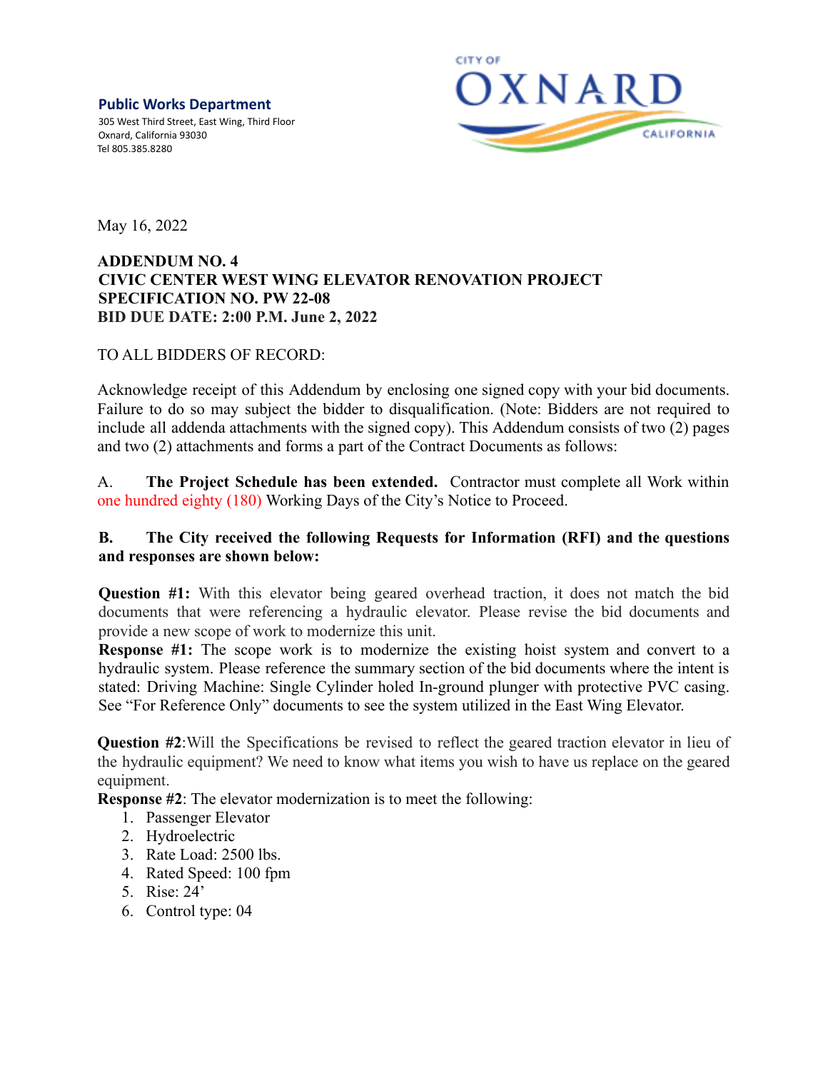**Public Works Department**
305 West Third Street, East Wing, Third Floor
Oxnard, California 93030
Tel 805.385.8280

CITY OF OXNARD CALIFORNIA

May 16, 2022

**ADDENDUM NO. 4**
**CIVIC CENTER WEST WING ELEVATOR RENOVATION PROJECT**
**SPECIFICATION NO. PW 22-08**
**BID DUE DATE: 2:00 P.M. June 2, 2022**

TO ALL BIDDERS OF RECORD:

Acknowledge receipt of this Addendum by enclosing one signed copy with your bid documents. Failure to do so may subject the bidder to disqualification. (Note: Bidders are not required to include all addenda attachments with the signed copy). This Addendum consists of two (2) pages and two (2) attachments and forms a part of the Contract Documents as follows:

A. **The Project Schedule has been extended.** Contractor must complete all Work within one hundred eighty (180) Working Days of the City's Notice to Proceed.

**B. The City received the following Requests for Information (RFI) and the questions and responses are shown below:**

**Question #1:** With this elevator being geared overhead traction, it does not match the bid documents that were referencing a hydraulic elevator. Please revise the bid documents and provide a new scope of work to modernize this unit.
**Response #1:** The scope work is to modernize the existing hoist system and convert to a hydraulic system. Please reference the summary section of the bid documents where the intent is stated: Driving Machine: Single Cylinder holed In-ground plunger with protective PVC casing. See "For Reference Only" documents to see the system utilized in the East Wing Elevator.

**Question #2**:Will the Specifications be revised to reflect the geared traction elevator in lieu of the hydraulic equipment? We need to know what items you wish to have us replace on the geared equipment.
**Response #2**: The elevator modernization is to meet the following:

1. Passenger Elevator
2. Hydroelectric
3. Rate Load: 2500 lbs.
4. Rated Speed: 100 fpm
5. Rise: 24'
6. Control type: 04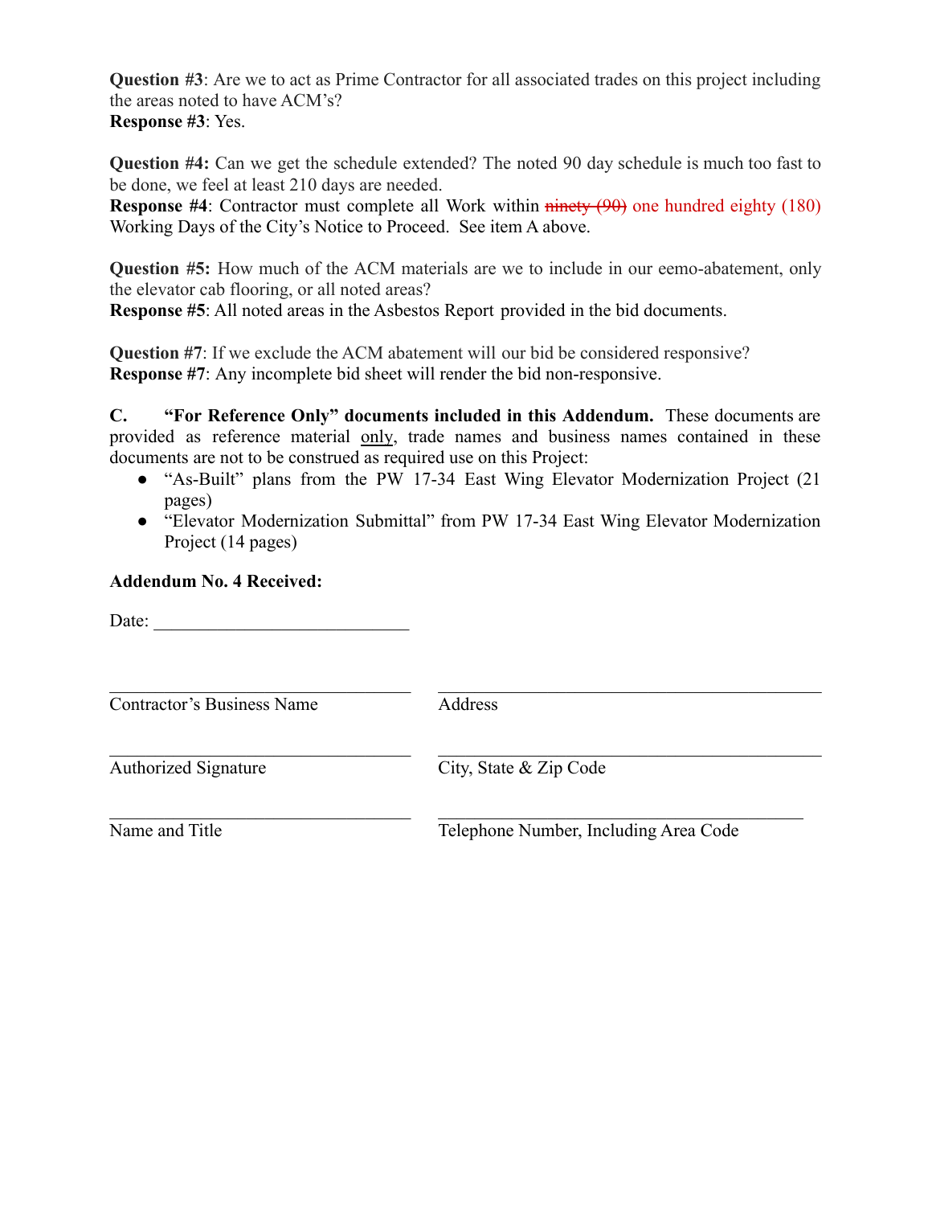**Question #3**: Are we to act as Prime Contractor for all associated trades on this project including the areas noted to have ACM's?
**Response #3**: Yes.

**Question #4:** Can we get the schedule extended? The noted 90 day schedule is much too fast to be done, we feel at least 210 days are needed.
**Response #4**: Contractor must complete all Work within ~~ninety (90)~~ one hundred eighty (180) Working Days of the City's Notice to Proceed. See item A above.

**Question #5:** How much of the ACM materials are we to include in our eemo-abatement, only the elevator cab flooring, or all noted areas?
**Response #5**: All noted areas in the Asbestos Report provided in the bid documents.

**Question #7**: If we exclude the ACM abatement will our bid be considered responsive?
**Response #7**: Any incomplete bid sheet will render the bid non-responsive.

**C. "For Reference Only" documents included in this Addendum.** These documents are provided as reference material only, trade names and business names contained in these documents are not to be construed as required use on this Project:

- "As-Built" plans from the PW 17-34 East Wing Elevator Modernization Project (21 pages)
- "Elevator Modernization Submittal" from PW 17-34 East Wing Elevator Modernization Project (14 pages)

**Addendum No. 4 Received:**

Date: ____________________________

____________________________
Contractor's Business Name

____________________________
Address

____________________________
Authorized Signature

____________________________
City, State & Zip Code

____________________________
Name and Title

____________________________
Telephone Number, Including Area Code